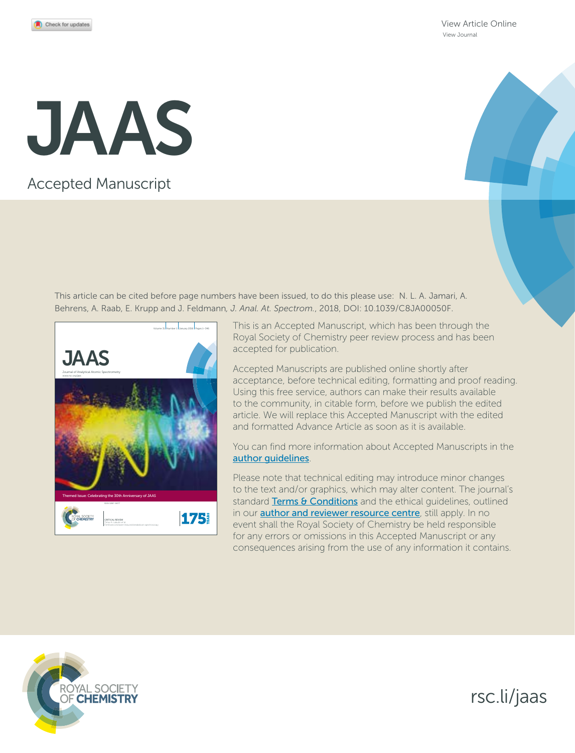Check for updates

View Article Online
View Journal

# JAAS

Accepted Manuscript

This article can be cited before page numbers have been issued, to do this please use: N. L. A. Jamari, A. Behrens, A. Raab, E. Krupp and J. Feldmann, *J. Anal. At. Spectrom.*, 2018, DOI: 10.1039/C8JA00050F.

This is an Accepted Manuscript, which has been through the Royal Society of Chemistry peer review process and has been accepted for publication.

Accepted Manuscripts are published online shortly after acceptance, before technical editing, formatting and proof reading. Using this free service, authors can make their results available to the community, in citable form, before we publish the edited article. We will replace this Accepted Manuscript with the edited and formatted Advance Article as soon as it is available.

You can find more information about Accepted Manuscripts in the author guidelines.

Please note that technical editing may introduce minor changes to the text and/or graphics, which may alter content. The journal's standard Terms & Conditions and the ethical guidelines, outlined in our author and reviewer resource centre, still apply. In no event shall the Royal Society of Chemistry be held responsible for any errors or omissions in this Accepted Manuscript or any consequences arising from the use of any information it contains.

ROYAL SOCIETY OF CHEMISTRY

rsc.li/jaas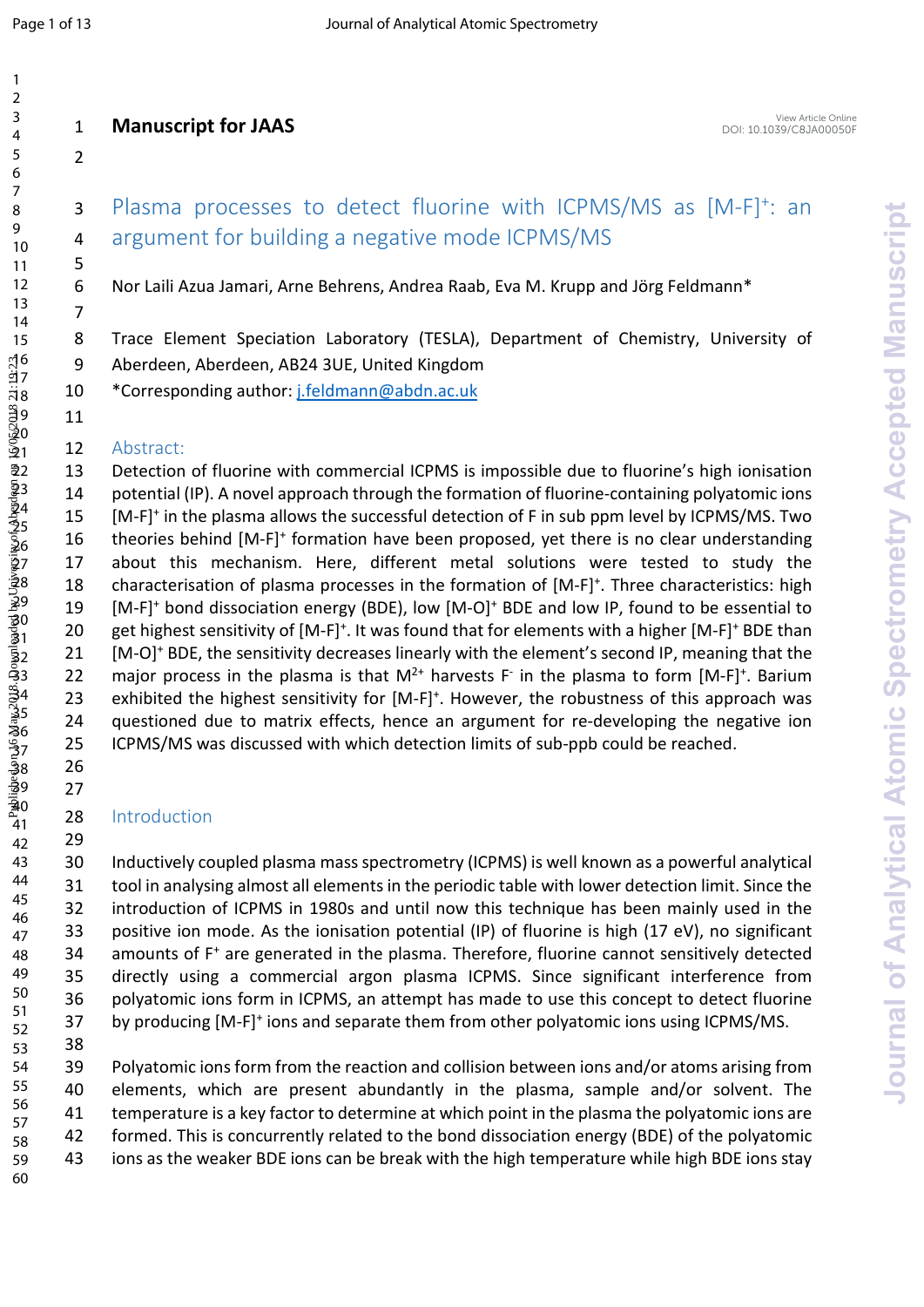**Manuscript for JAAS**

# Plasma processes to detect fluorine with ICPMS/MS as $[M\text{-}F]^+$: an argument for building a negative mode ICPMS/MS

Nor Laili Azua Jamari, Arne Behrens, Andrea Raab, Eva M. Krupp and Jörg Feldmann*

Trace Element Speciation Laboratory (TESLA), Department of Chemistry, University of Aberdeen, Aberdeen, AB24 3UE, United Kingdom

*Corresponding author: j.feldmann@abdn.ac.uk

## Abstract:

Detection of fluorine with commercial ICPMS is impossible due to fluorine's high ionisation potential (IP). A novel approach through the formation of fluorine-containing polyatomic ions $[M\text{-}F]^+$ in the plasma allows the successful detection of F in sub ppm level by ICPMS/MS. Two theories behind $[M\text{-}F]^+$ formation have been proposed, yet there is no clear understanding about this mechanism. Here, different metal solutions were tested to study the characterisation of plasma processes in the formation of $[M\text{-}F]^+$. Three characteristics: high $[M\text{-}F]^+$ bond dissociation energy (BDE), low $[M\text{-}O]^+$ BDE and low IP, found to be essential to get highest sensitivity of $[M\text{-}F]^+$. It was found that for elements with a higher $[M\text{-}F]^+$ BDE than $[M\text{-}O]^+$ BDE, the sensitivity decreases linearly with the element's second IP, meaning that the major process in the plasma is that $M^{2+}$ harvests $F^-$ in the plasma to form $[M\text{-}F]^+$. Barium exhibited the highest sensitivity for $[M\text{-}F]^+$. However, the robustness of this approach was questioned due to matrix effects, hence an argument for re-developing the negative ion ICPMS/MS was discussed with which detection limits of sub-ppb could be reached.

## Introduction

Inductively coupled plasma mass spectrometry (ICPMS) is well known as a powerful analytical tool in analysing almost all elements in the periodic table with lower detection limit. Since the introduction of ICPMS in 1980s and until now this technique has been mainly used in the positive ion mode. As the ionisation potential (IP) of fluorine is high (17 eV), no significant amounts of $F^+$ are generated in the plasma. Therefore, fluorine cannot sensitively detected directly using a commercial argon plasma ICPMS. Since significant interference from polyatomic ions form in ICPMS, an attempt has made to use this concept to detect fluorine by producing $[M\text{-}F]^+$ ions and separate them from other polyatomic ions using ICPMS/MS.

Polyatomic ions form from the reaction and collision between ions and/or atoms arising from elements, which are present abundantly in the plasma, sample and/or solvent. The temperature is a key factor to determine at which point in the plasma the polyatomic ions are formed. This is concurrently related to the bond dissociation energy (BDE) of the polyatomic ions as the weaker BDE ions can be break with the high temperature while high BDE ions stay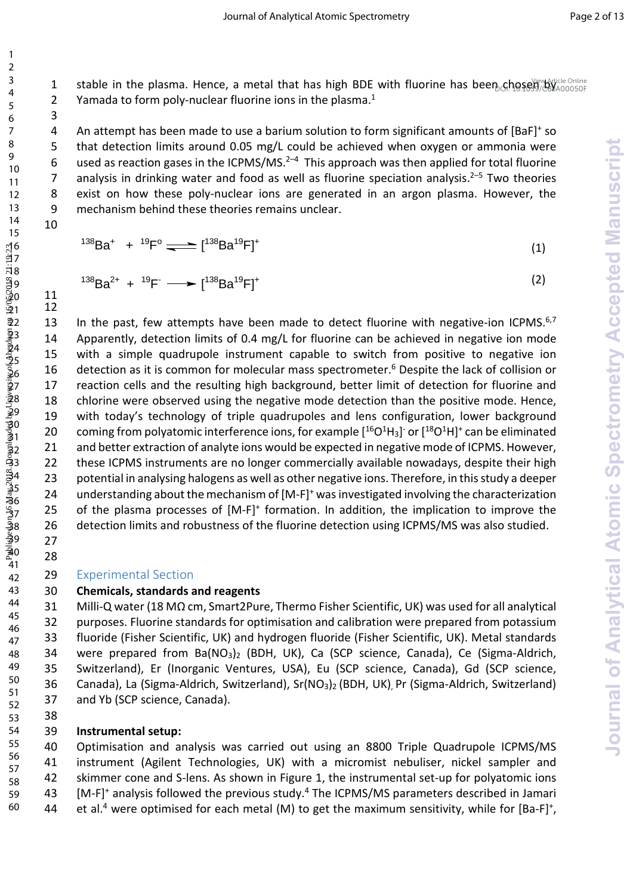stable in the plasma. Hence, a metal that has high BDE with fluorine has been chosen by Yamada to form poly-nuclear fluorine ions in the plasma.[1]

An attempt has been made to use a barium solution to form significant amounts of $[BaF]^+$ so that detection limits around 0.05 mg/L could be achieved when oxygen or ammonia were used as reaction gases in the ICPMS/MS.[2–4] This approach was then applied for total fluorine analysis in drinking water and food as well as fluorine speciation analysis.[2–5] Two theories exist on how these poly-nuclear ions are generated in an argon plasma. However, the mechanism behind these theories remains unclear.

$$^{138}Ba^{+} + ^{19}F^{o} \rightleftharpoons [^{138}Ba^{19}F]^{+} \quad (1)$$

$$^{138}Ba^{2+} + ^{19}F^{-} \longrightarrow [^{138}Ba^{19}F]^{+} \quad (2)$$

In the past, few attempts have been made to detect fluorine with negative-ion ICPMS.[6,7] Apparently, detection limits of 0.4 mg/L for fluorine can be achieved in negative ion mode with a simple quadrupole instrument capable to switch from positive to negative ion detection as it is common for molecular mass spectrometer.[6] Despite the lack of collision or reaction cells and the resulting high background, better limit of detection for fluorine and chlorine were observed using the negative mode detection than the positive mode. Hence, with today's technology of triple quadrupoles and lens configuration, lower background coming from polyatomic interference ions, for example $[^{16}O^{1}H_3]^-$ or $[^{18}O^{1}H]^+$ can be eliminated and better extraction of analyte ions would be expected in negative mode of ICPMS. However, these ICPMS instruments are no longer commercially available nowadays, despite their high potential in analysing halogens as well as other negative ions. Therefore, in this study a deeper understanding about the mechanism of $[M\text{-}F]^+$ was investigated involving the characterization of the plasma processes of $[M\text{-}F]^+$ formation. In addition, the implication to improve the detection limits and robustness of the fluorine detection using ICPMS/MS was also studied.

## Experimental Section

### Chemicals, standards and reagents

Milli-Q water (18 MΩ cm, Smart2Pure, Thermo Fisher Scientific, UK) was used for all analytical purposes. Fluorine standards for optimisation and calibration were prepared from potassium fluoride (Fisher Scientific, UK) and hydrogen fluoride (Fisher Scientific, UK). Metal standards were prepared from $Ba(NO_3)_2$ (BDH, UK), Ca (SCP science, Canada), Ce (Sigma-Aldrich, Switzerland), Er (Inorganic Ventures, USA), Eu (SCP science, Canada), Gd (SCP science, Canada), La (Sigma-Aldrich, Switzerland), $Sr(NO_3)_2$ (BDH, UK), Pr (Sigma-Aldrich, Switzerland) and Yb (SCP science, Canada).

### Instrumental setup:

Optimisation and analysis was carried out using an 8800 Triple Quadrupole ICPMS/MS instrument (Agilent Technologies, UK) with a micromist nebuliser, nickel sampler and skimmer cone and S-lens. As shown in Figure 1, the instrumental set-up for polyatomic ions $[M\text{-}F]^+$ analysis followed the previous study.[4] The ICPMS/MS parameters described in Jamari et al.[4] were optimised for each metal (M) to get the maximum sensitivity, while for $[Ba\text{-}F]^+$,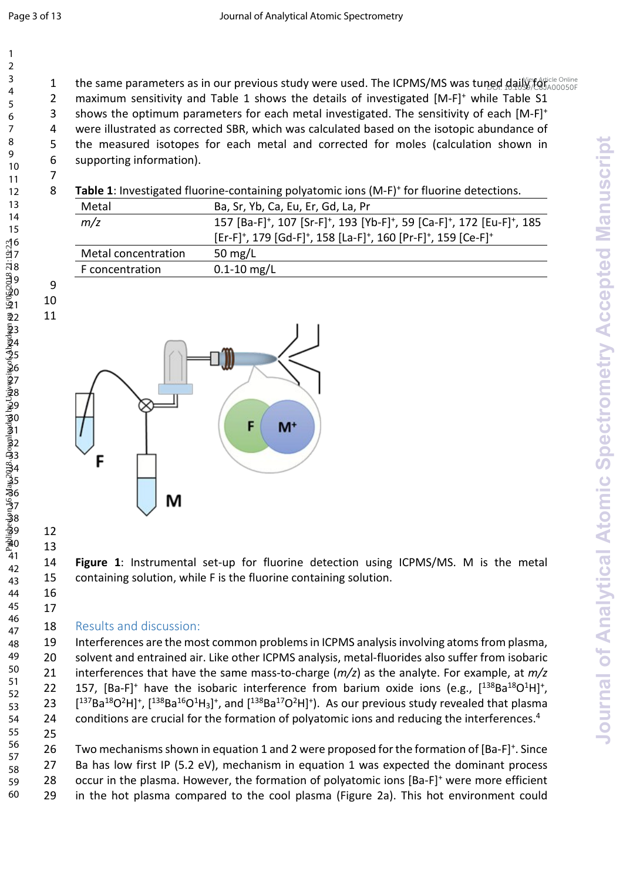the same parameters as in our previous study were used. The ICPMS/MS was tuned daily for maximum sensitivity and Table 1 shows the details of investigated $[M\text{-}F]^+$ while Table S1 shows the optimum parameters for each metal investigated. The sensitivity of each $[M\text{-}F]^+$ were illustrated as corrected SBR, which was calculated based on the isotopic abundance of the measured isotopes for each metal and corrected for moles (calculation shown in supporting information).

**Table 1**: Investigated fluorine-containing polyatomic ions $(M\text{-}F)^+$ for fluorine detections.

| Metal | Ba, Sr, Yb, Ca, Eu, Er, Gd, La, Pr |
|---|---|
| *m/z* | 157 $[Ba\text{-}F]^+$, 107 $[Sr\text{-}F]^+$, 193 $[Yb\text{-}F]^+$, 59 $[Ca\text{-}F]^+$, 172 $[Eu\text{-}F]^+$, 185 $[Er\text{-}F]^+$, 179 $[Gd\text{-}F]^+$, 158 $[La\text{-}F]^+$, 160 $[Pr\text{-}F]^+$, 159 $[Ce\text{-}F]^+$ |
| Metal concentration | 50 mg/L |
| F concentration | 0.1-10 mg/L |

**Figure 1**: Instrumental set-up for fluorine detection using ICPMS/MS. M is the metal containing solution, while F is the fluorine containing solution.

## Results and discussion:

Interferences are the most common problems in ICPMS analysis involving atoms from plasma, solvent and entrained air. Like other ICPMS analysis, metal-fluorides also suffer from isobaric interferences that have the same mass-to-charge (*m/z*) as the analyte. For example, at *m/z* 157, $[Ba\text{-}F]^+$ have the isobaric interference from barium oxide ions (e.g., $[^{138}Ba^{18}O^{1}H]^+$, $[^{137}Ba^{18}O^{2}H]^+$, $[^{138}Ba^{16}O^{1}H_3]^+$, and $[^{138}Ba^{17}O^{2}H]^+$). As our previous study revealed that plasma conditions are crucial for the formation of polyatomic ions and reducing the interferences.[4]

Two mechanisms shown in equation 1 and 2 were proposed for the formation of $[Ba\text{-}F]^+$. Since Ba has low first IP (5.2 eV), mechanism in equation 1 was expected the dominant process occur in the plasma. However, the formation of polyatomic ions $[Ba\text{-}F]^+$ were more efficient in the hot plasma compared to the cool plasma (Figure 2a). This hot environment could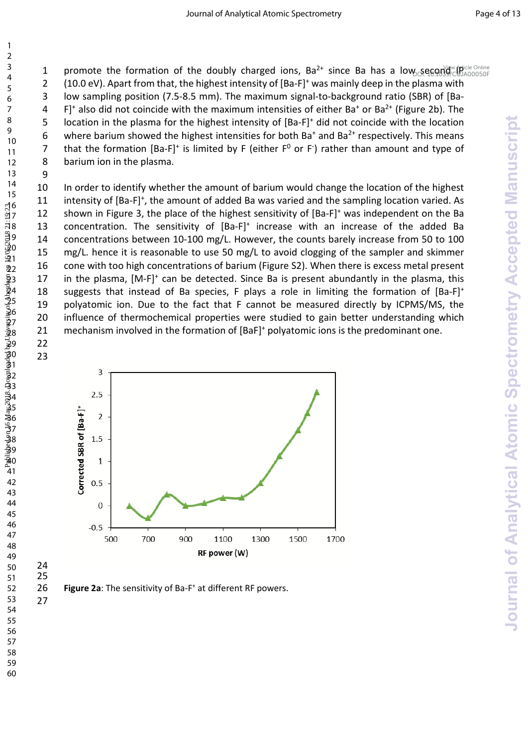promote the formation of the doubly charged ions, $Ba^{2+}$ since Ba has a low second IP (10.0 eV). Apart from that, the highest intensity of $[Ba-F]^+$ was mainly deep in the plasma with low sampling position (7.5-8.5 mm). The maximum signal-to-background ratio (SBR) of $[Ba-F]^+$ also did not coincide with the maximum intensities of either $Ba^+$ or $Ba^{2+}$ (Figure 2b). The location in the plasma for the highest intensity of $[Ba-F]^+$ did not coincide with the location where barium showed the highest intensities for both $Ba^+$ and $Ba^{2+}$ respectively. This means that the formation $[Ba-F]^+$ is limited by F (either $F^0$ or $F^-$) rather than amount and type of barium ion in the plasma.

In order to identify whether the amount of barium would change the location of the highest intensity of $[Ba-F]^+$, the amount of added Ba was varied and the sampling location varied. As shown in Figure 3, the place of the highest sensitivity of $[Ba-F]^+$ was independent on the Ba concentration. The sensitivity of $[Ba-F]^+$ increase with an increase of the added Ba concentrations between 10-100 mg/L. However, the counts barely increase from 50 to 100 mg/L. hence it is reasonable to use 50 mg/L to avoid clogging of the sampler and skimmer cone with too high concentrations of barium (Figure S2). When there is excess metal present in the plasma, $[M-F]^+$ can be detected. Since Ba is present abundantly in the plasma, this suggests that instead of Ba species, F plays a role in limiting the formation of $[Ba-F]^+$ polyatomic ion. Due to the fact that F cannot be measured directly by ICPMS/MS, the influence of thermochemical properties were studied to gain better understanding which mechanism involved in the formation of $[BaF]^+$ polyatomic ions is the predominant one.

**Figure 2a**: The sensitivity of $Ba-F^+$ at different RF powers.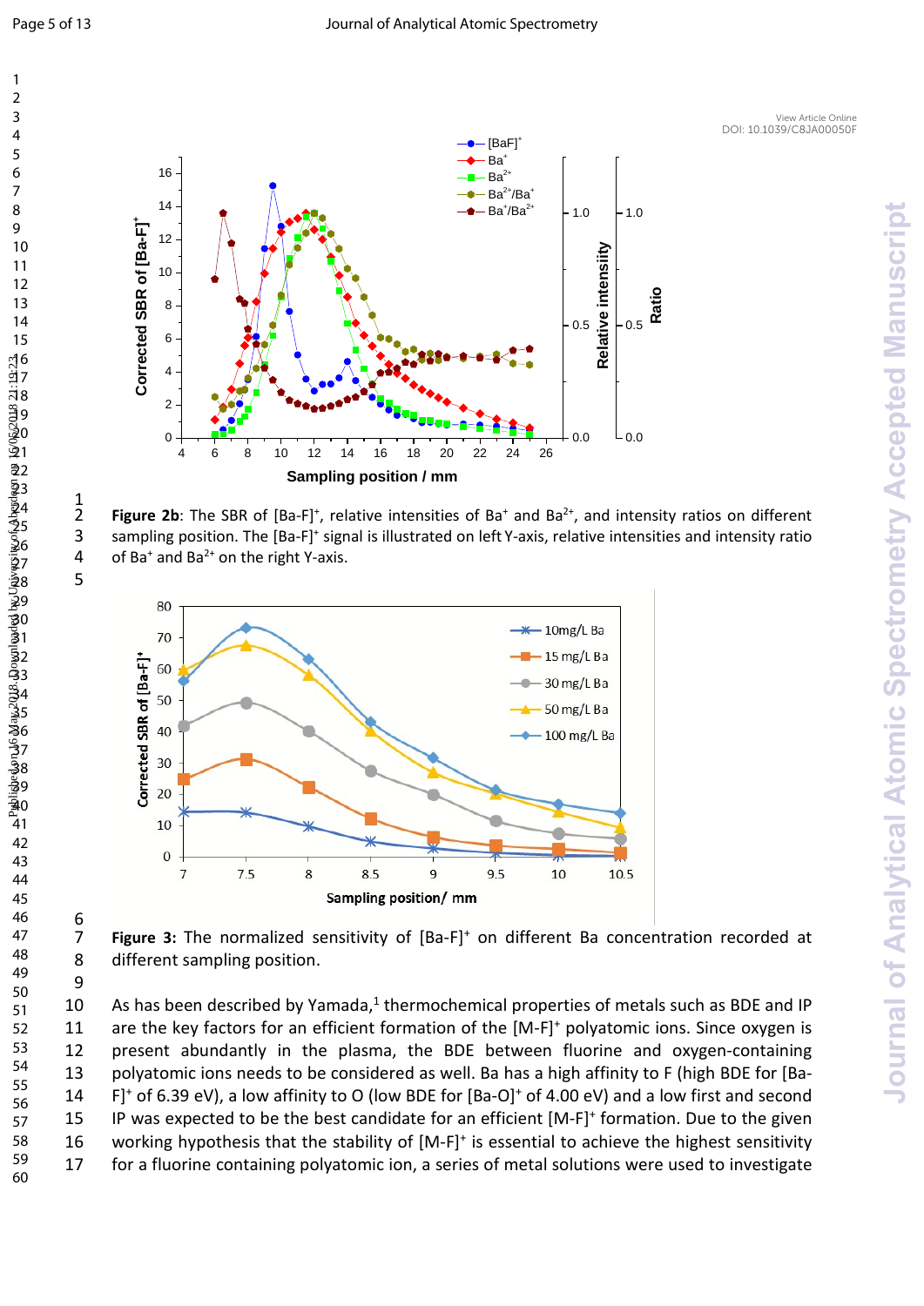**Figure 2b**: The SBR of $[Ba\text{-}F]^+$, relative intensities of $Ba^+$ and $Ba^{2+}$, and intensity ratios on different sampling position. The $[Ba\text{-}F]^+$ signal is illustrated on left Y-axis, relative intensities and intensity ratio of $Ba^+$ and $Ba^{2+}$ on the right Y-axis.

**Figure 3:** The normalized sensitivity of $[Ba\text{-}F]^+$ on different Ba concentration recorded at different sampling position.

As has been described by Yamada,[1] thermochemical properties of metals such as BDE and IP are the key factors for an efficient formation of the $[M\text{-}F]^+$ polyatomic ions. Since oxygen is present abundantly in the plasma, the BDE between fluorine and oxygen-containing polyatomic ions needs to be considered as well. Ba has a high affinity to F (high BDE for $[Ba\text{-}F]^+$ of 6.39 eV), a low affinity to O (low BDE for $[Ba\text{-}O]^+$ of 4.00 eV) and a low first and second IP was expected to be the best candidate for an efficient $[M\text{-}F]^+$ formation. Due to the given working hypothesis that the stability of $[M\text{-}F]^+$ is essential to achieve the highest sensitivity for a fluorine containing polyatomic ion, a series of metal solutions were used to investigate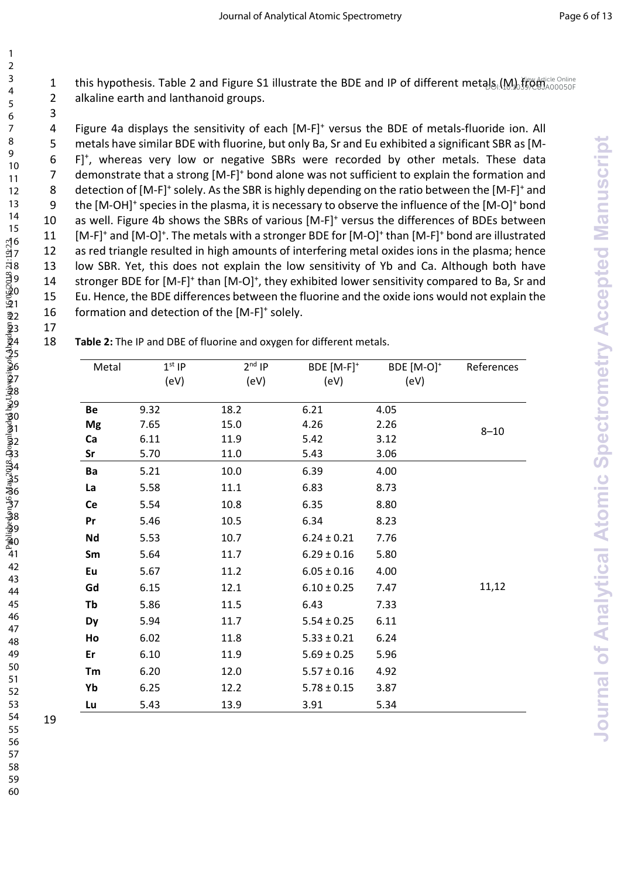this hypothesis. Table 2 and Figure S1 illustrate the BDE and IP of different metals (M) from alkaline earth and lanthanoid groups.

Figure 4a displays the sensitivity of each $[M\text{-}F]^+$ versus the BDE of metals-fluoride ion. All metals have similar BDE with fluorine, but only Ba, Sr and Eu exhibited a significant SBR as $[M\text{-}F]^+$, whereas very low or negative SBRs were recorded by other metals. These data demonstrate that a strong $[M\text{-}F]^+$ bond alone was not sufficient to explain the formation and detection of $[M\text{-}F]^+$ solely. As the SBR is highly depending on the ratio between the $[M\text{-}F]^+$ and the $[M\text{-}OH]^+$ species in the plasma, it is necessary to observe the influence of the $[M\text{-}O]^+$ bond as well. Figure 4b shows the SBRs of various $[M\text{-}F]^+$ versus the differences of BDEs between $[M\text{-}F]^+$ and $[M\text{-}O]^+$. The metals with a stronger BDE for $[M\text{-}O]^+$ than $[M\text{-}F]^+$ bond are illustrated as red triangle resulted in high amounts of interfering metal oxides ions in the plasma; hence low SBR. Yet, this does not explain the low sensitivity of Yb and Ca. Although both have stronger BDE for $[M\text{-}F]^+$ than $[M\text{-}O]^+$, they exhibited lower sensitivity compared to Ba, Sr and Eu. Hence, the BDE differences between the fluorine and the oxide ions would not explain the formation and detection of the $[M\text{-}F]^+$ solely.

**Table 2:** The IP and DBE of fluorine and oxygen for different metals.

| Metal | 1st IP (eV) | 2nd IP (eV) | BDE $[M\text{-}F]^+$ (eV) | BDE $[M\text{-}O]^+$ (eV) | References |
|---|---|---|---|---|---|
| **Be** | 9.32 | 18.2 | 6.21 | 4.05 | 8–10 |
| **Mg** | 7.65 | 15.0 | 4.26 | 2.26 | |
| **Ca** | 6.11 | 11.9 | 5.42 | 3.12 | |
| **Sr** | 5.70 | 11.0 | 5.43 | 3.06 | |
| **Ba** | 5.21 | 10.0 | 6.39 | 4.00 | 11,12 |
| **La** | 5.58 | 11.1 | 6.83 | 8.73 | |
| **Ce** | 5.54 | 10.8 | 6.35 | 8.80 | |
| **Pr** | 5.46 | 10.5 | 6.34 | 8.23 | |
| **Nd** | 5.53 | 10.7 | 6.24 ± 0.21 | 7.76 | |
| **Sm** | 5.64 | 11.7 | 6.29 ± 0.16 | 5.80 | |
| **Eu** | 5.67 | 11.2 | 6.05 ± 0.16 | 4.00 | |
| **Gd** | 6.15 | 12.1 | 6.10 ± 0.25 | 7.47 | |
| **Tb** | 5.86 | 11.5 | 6.43 | 7.33 | |
| **Dy** | 5.94 | 11.7 | 5.54 ± 0.25 | 6.11 | |
| **Ho** | 6.02 | 11.8 | 5.33 ± 0.21 | 6.24 | |
| **Er** | 6.10 | 11.9 | 5.69 ± 0.25 | 5.96 | |
| **Tm** | 6.20 | 12.0 | 5.57 ± 0.16 | 4.92 | |
| **Yb** | 6.25 | 12.2 | 5.78 ± 0.15 | 3.87 | |
| **Lu** | 5.43 | 13.9 | 3.91 | 5.34 | |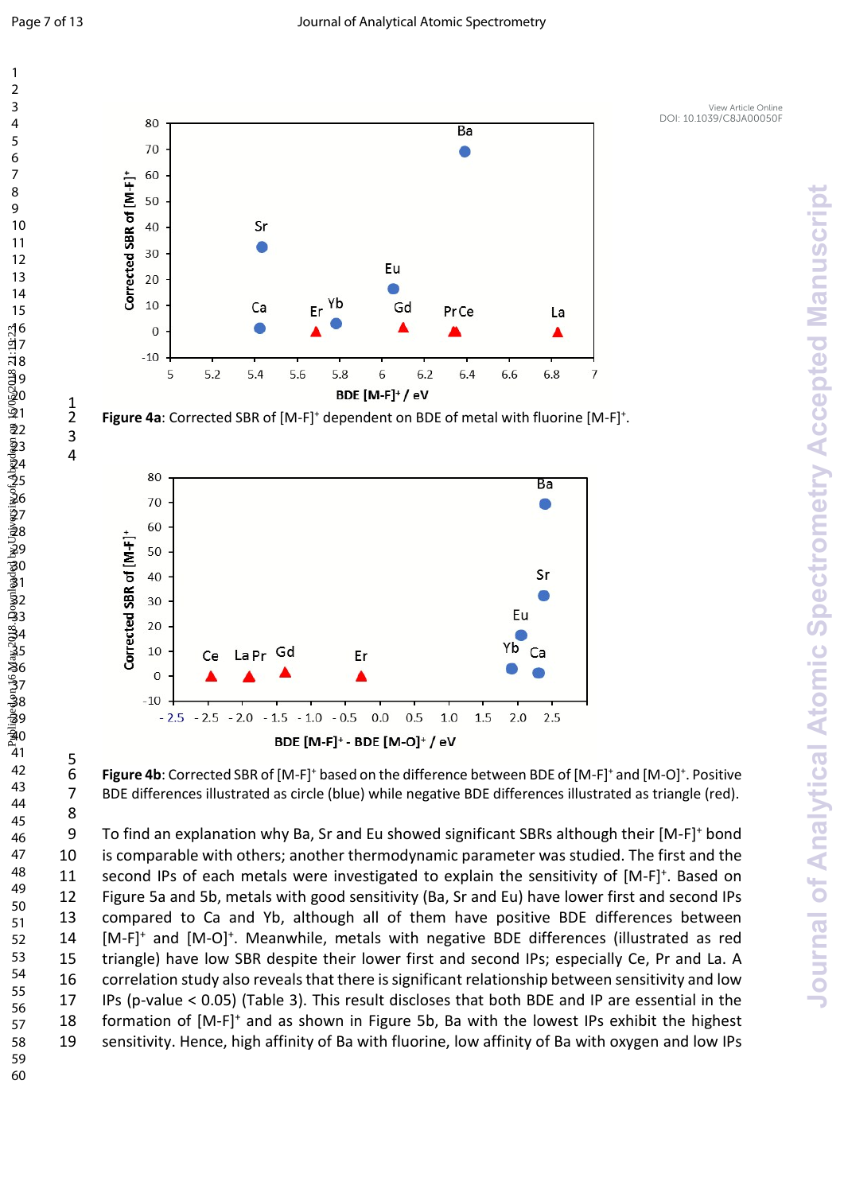**Figure 4a**: Corrected SBR of $[M\text{-}F]^+$ dependent on BDE of metal with fluorine $[M\text{-}F]^+$.

**Figure 4b**: Corrected SBR of $[M\text{-}F]^+$ based on the difference between BDE of $[M\text{-}F]^+$ and $[M\text{-}O]^+$. Positive BDE differences illustrated as circle (blue) while negative BDE differences illustrated as triangle (red).

To find an explanation why Ba, Sr and Eu showed significant SBRs although their $[M\text{-}F]^+$ bond is comparable with others; another thermodynamic parameter was studied. The first and the second IPs of each metals were investigated to explain the sensitivity of $[M\text{-}F]^+$. Based on Figure 5a and 5b, metals with good sensitivity (Ba, Sr and Eu) have lower first and second IPs compared to Ca and Yb, although all of them have positive BDE differences between $[M\text{-}F]^+$ and $[M\text{-}O]^+$. Meanwhile, metals with negative BDE differences (illustrated as red triangle) have low SBR despite their lower first and second IPs; especially Ce, Pr and La. A correlation study also reveals that there is significant relationship between sensitivity and low IPs ($p$-value $< 0.05$) (Table 3). This result discloses that both BDE and IP are essential in the formation of $[M\text{-}F]^+$ and as shown in Figure 5b, Ba with the lowest IPs exhibit the highest sensitivity. Hence, high affinity of Ba with fluorine, low affinity of Ba with oxygen and low IPs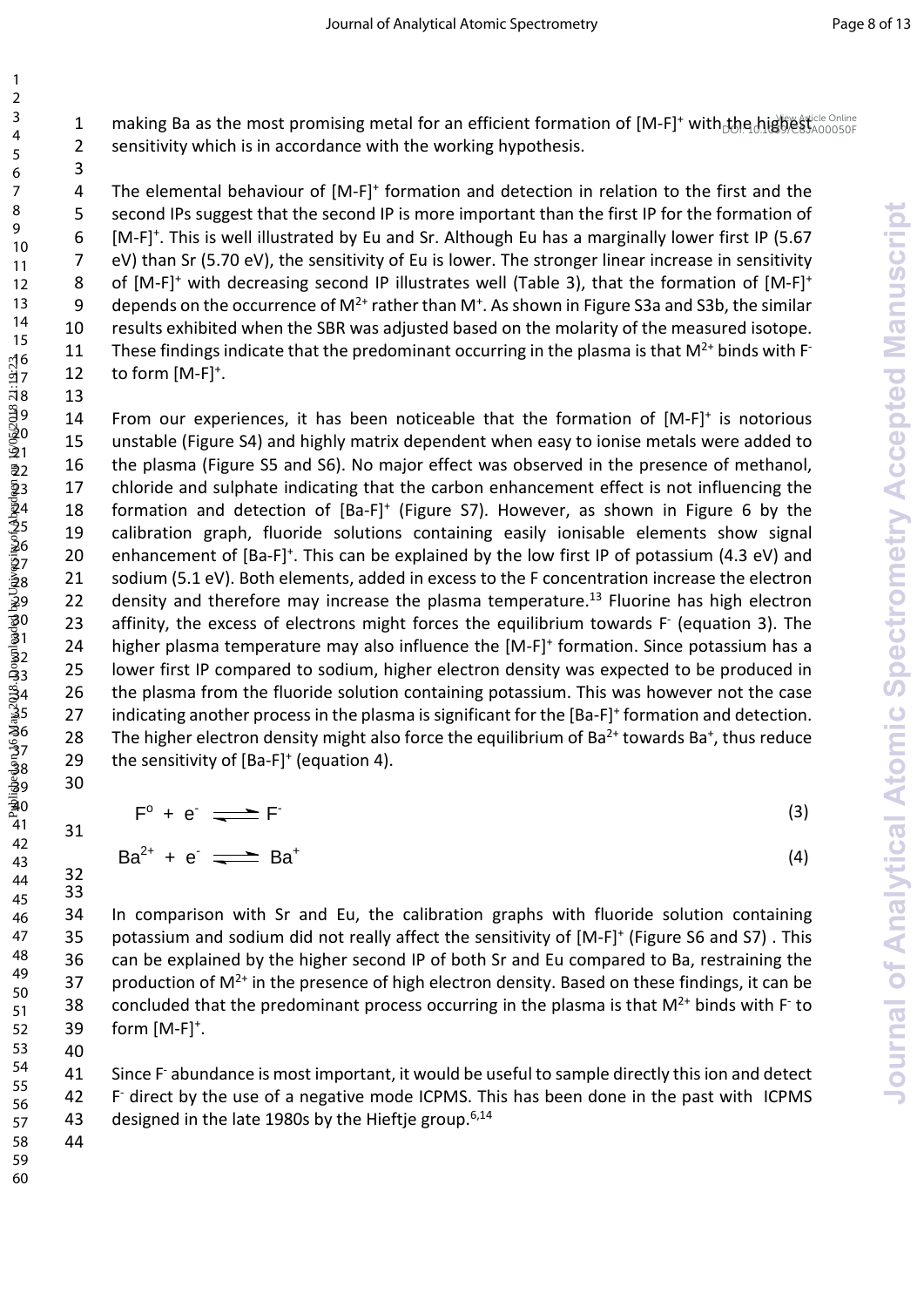making Ba as the most promising metal for an efficient formation of $[M-F]^+$ with the highest sensitivity which is in accordance with the working hypothesis.

The elemental behaviour of $[M-F]^+$ formation and detection in relation to the first and the second IPs suggest that the second IP is more important than the first IP for the formation of $[M-F]^+$. This is well illustrated by Eu and Sr. Although Eu has a marginally lower first IP (5.67 eV) than Sr (5.70 eV), the sensitivity of Eu is lower. The stronger linear increase in sensitivity of $[M-F]^+$ with decreasing second IP illustrates well (Table 3), that the formation of $[M-F]^+$ depends on the occurrence of $M^{2+}$ rather than $M^+$. As shown in Figure S3a and S3b, the similar results exhibited when the SBR was adjusted based on the molarity of the measured isotope. These findings indicate that the predominant occurring in the plasma is that $M^{2+}$ binds with $F^-$ to form $[M-F]^+$.

From our experiences, it has been noticeable that the formation of $[M-F]^+$ is notorious unstable (Figure S4) and highly matrix dependent when easy to ionise metals were added to the plasma (Figure S5 and S6). No major effect was observed in the presence of methanol, chloride and sulphate indicating that the carbon enhancement effect is not influencing the formation and detection of $[Ba-F]^+$ (Figure S7). However, as shown in Figure 6 by the calibration graph, fluoride solutions containing easily ionisable elements show signal enhancement of $[Ba-F]^+$. This can be explained by the low first IP of potassium (4.3 eV) and sodium (5.1 eV). Both elements, added in excess to the F concentration increase the electron density and therefore may increase the plasma temperature.[13] Fluorine has high electron affinity, the excess of electrons might forces the equilibrium towards $F^-$ (equation 3). The higher plasma temperature may also influence the $[M-F]^+$ formation. Since potassium has a lower first IP compared to sodium, higher electron density was expected to be produced in the plasma from the fluoride solution containing potassium. This was however not the case indicating another process in the plasma is significant for the $[Ba-F]^+$ formation and detection. The higher electron density might also force the equilibrium of $Ba^{2+}$ towards $Ba^+$, thus reduce the sensitivity of $[Ba-F]^+$ (equation 4).

$$F^o + e^- \rightleftharpoons F^- \quad (3)$$

$$Ba^{2+} + e^- \rightleftharpoons Ba^+ \quad (4)$$

In comparison with Sr and Eu, the calibration graphs with fluoride solution containing potassium and sodium did not really affect the sensitivity of $[M-F]^+$ (Figure S6 and S7) . This can be explained by the higher second IP of both Sr and Eu compared to Ba, restraining the production of $M^{2+}$ in the presence of high electron density. Based on these findings, it can be concluded that the predominant process occurring in the plasma is that $M^{2+}$ binds with $F^-$ to form $[M-F]^+$.

Since $F^-$ abundance is most important, it would be useful to sample directly this ion and detect $F^-$ direct by the use of a negative mode ICPMS. This has been done in the past with ICPMS designed in the late 1980s by the Hieftje group.[6,14]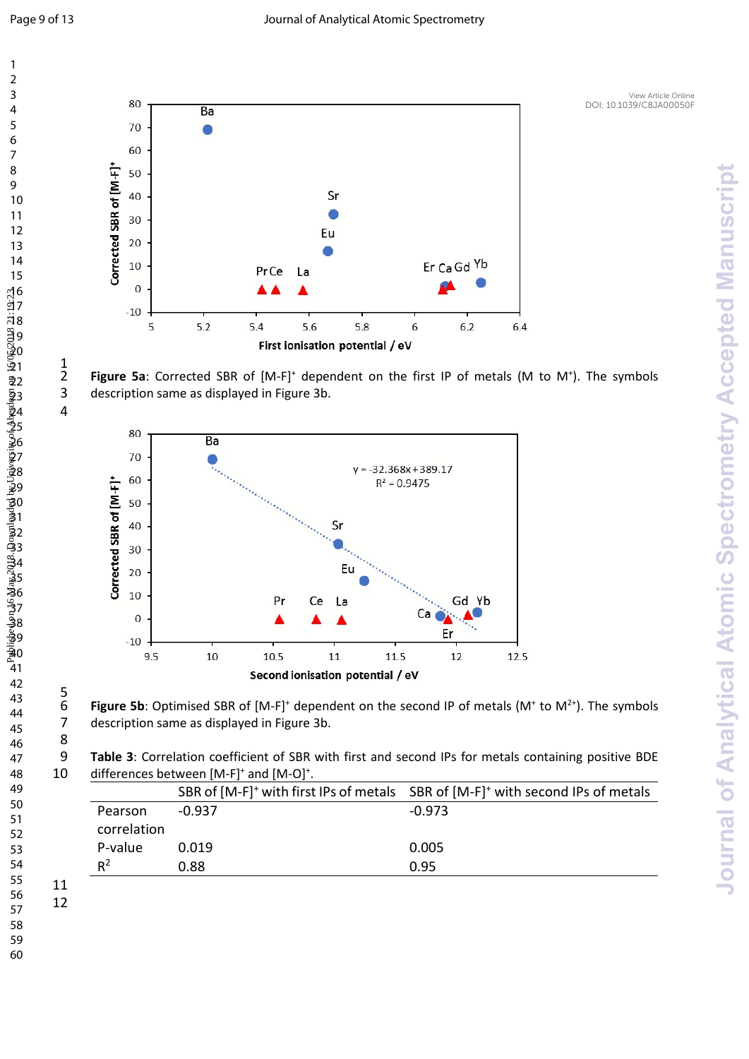**Figure 5a**: Corrected SBR of $[M\text{-}F]^+$ dependent on the first IP of metals (M to $M^+$). The symbols description same as displayed in Figure 3b.

**Figure 5b**: Optimised SBR of $[M\text{-}F]^+$ dependent on the second IP of metals ($M^+$ to $M^{2+}$). The symbols description same as displayed in Figure 3b.

**Table 3**: Correlation coefficient of SBR with first and second IPs for metals containing positive BDE differences between $[M\text{-}F]^+$ and $[M\text{-}O]^+$.

| | SBR of $[M\text{-}F]^+$ with first IPs of metals | SBR of $[M\text{-}F]^+$ with second IPs of metals |
|---|---|---|
| Pearson correlation | -0.937 | -0.973 |
| P-value | 0.019 | 0.005 |
| $R^2$ | 0.88 | 0.95 |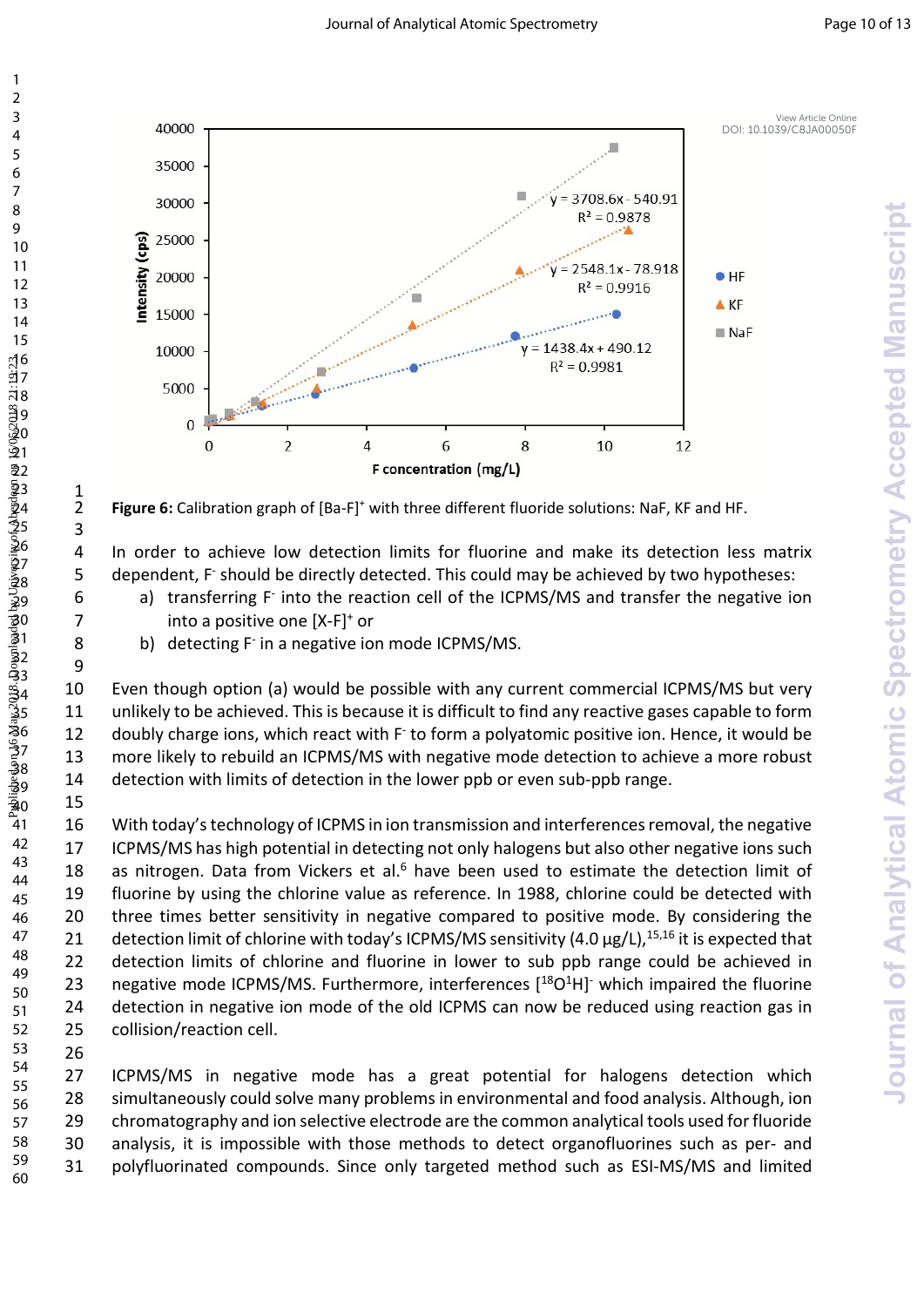**Figure 6:** Calibration graph of $[Ba\text{-}F]^+$ with three different fluoride solutions: NaF, KF and HF.

In order to achieve low detection limits for fluorine and make its detection less matrix dependent, $F^-$ should be directly detected. This could may be achieved by two hypotheses:

a) transferring $F^-$ into the reaction cell of the ICPMS/MS and transfer the negative ion into a positive one $[X\text{-}F]^+$ or
b) detecting $F^-$ in a negative ion mode ICPMS/MS.

Even though option (a) would be possible with any current commercial ICPMS/MS but very unlikely to be achieved. This is because it is difficult to find any reactive gases capable to form doubly charge ions, which react with $F^-$ to form a polyatomic positive ion. Hence, it would be more likely to rebuild an ICPMS/MS with negative mode detection to achieve a more robust detection with limits of detection in the lower ppb or even sub-ppb range.

With today's technology of ICPMS in ion transmission and interferences removal, the negative ICPMS/MS has high potential in detecting not only halogens but also other negative ions such as nitrogen. Data from Vickers et al.[6] have been used to estimate the detection limit of fluorine by using the chlorine value as reference. In 1988, chlorine could be detected with three times better sensitivity in negative compared to positive mode. By considering the detection limit of chlorine with today's ICPMS/MS sensitivity (4.0 µg/L),[15,16] it is expected that detection limits of chlorine and fluorine in lower to sub ppb range could be achieved in negative mode ICPMS/MS. Furthermore, interferences $[^{18}O^{1}H]^-$ which impaired the fluorine detection in negative ion mode of the old ICPMS can now be reduced using reaction gas in collision/reaction cell.

ICPMS/MS in negative mode has a great potential for halogens detection which simultaneously could solve many problems in environmental and food analysis. Although, ion chromatography and ion selective electrode are the common analytical tools used for fluoride analysis, it is impossible with those methods to detect organofluorines such as per- and polyfluorinated compounds. Since only targeted method such as ESI-MS/MS and limited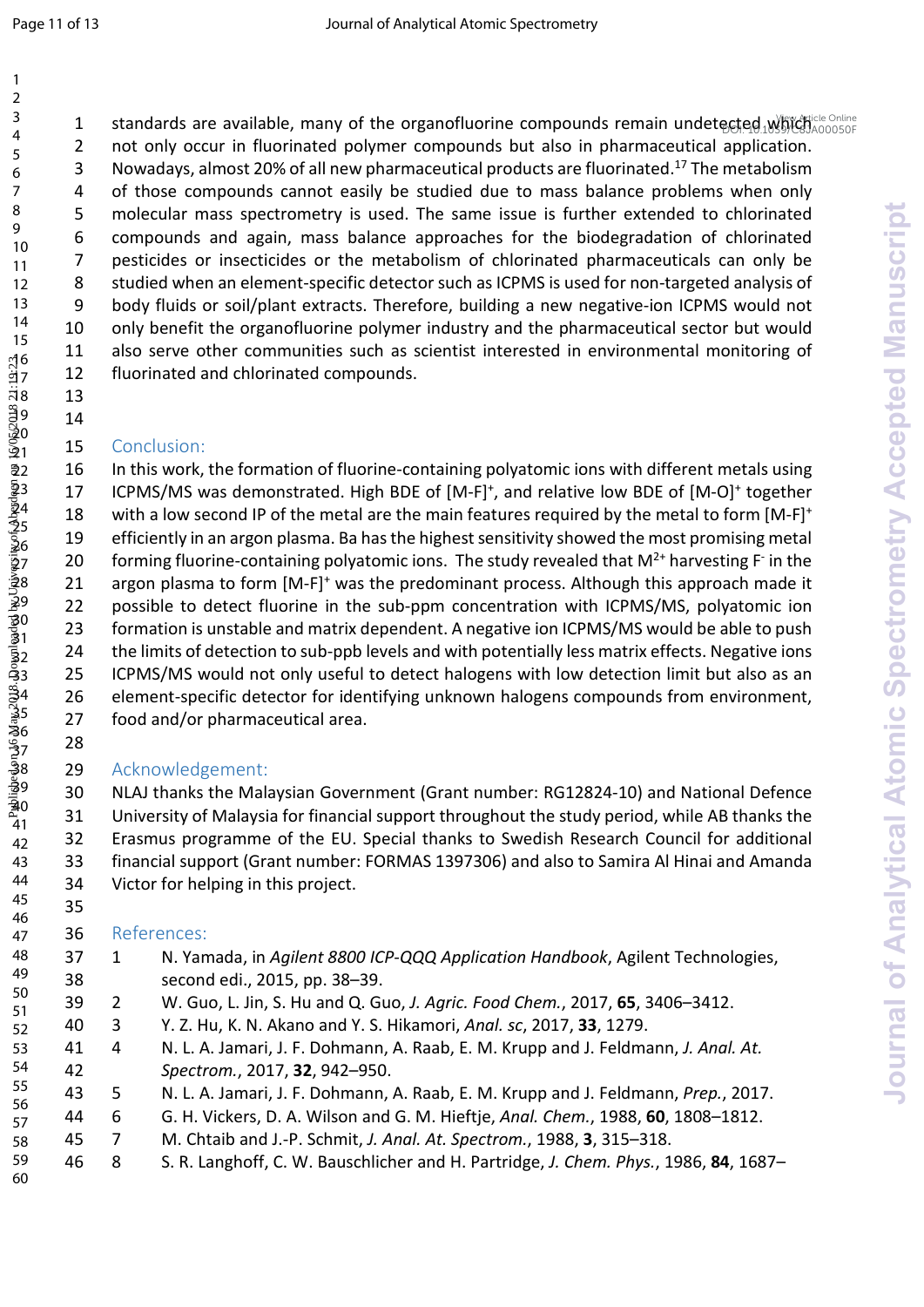standards are available, many of the organofluorine compounds remain undetected which not only occur in fluorinated polymer compounds but also in pharmaceutical application. Nowadays, almost 20% of all new pharmaceutical products are fluorinated.[17] The metabolism of those compounds cannot easily be studied due to mass balance problems when only molecular mass spectrometry is used. The same issue is further extended to chlorinated compounds and again, mass balance approaches for the biodegradation of chlorinated pesticides or insecticides or the metabolism of chlorinated pharmaceuticals can only be studied when an element-specific detector such as ICPMS is used for non-targeted analysis of body fluids or soil/plant extracts. Therefore, building a new negative-ion ICPMS would not only benefit the organofluorine polymer industry and the pharmaceutical sector but would also serve other communities such as scientist interested in environmental monitoring of fluorinated and chlorinated compounds.

## Conclusion:

In this work, the formation of fluorine-containing polyatomic ions with different metals using ICPMS/MS was demonstrated. High BDE of $[M\text{-}F]^+$, and relative low BDE of $[M\text{-}O]^+$ together with a low second IP of the metal are the main features required by the metal to form $[M\text{-}F]^+$ efficiently in an argon plasma. Ba has the highest sensitivity showed the most promising metal forming fluorine-containing polyatomic ions. The study revealed that $M^{2+}$ harvesting $F^-$ in the argon plasma to form $[M\text{-}F]^+$ was the predominant process. Although this approach made it possible to detect fluorine in the sub-ppm concentration with ICPMS/MS, polyatomic ion formation is unstable and matrix dependent. A negative ion ICPMS/MS would be able to push the limits of detection to sub-ppb levels and with potentially less matrix effects. Negative ions ICPMS/MS would not only useful to detect halogens with low detection limit but also as an element-specific detector for identifying unknown halogens compounds from environment, food and/or pharmaceutical area.

## Acknowledgement:

NLAJ thanks the Malaysian Government (Grant number: RG12824-10) and National Defence University of Malaysia for financial support throughout the study period, while AB thanks the Erasmus programme of the EU. Special thanks to Swedish Research Council for additional financial support (Grant number: FORMAS 1397306) and also to Samira Al Hinai and Amanda Victor for helping in this project.

## References:

1. N. Yamada, in *Agilent 8800 ICP-QQQ Application Handbook*, Agilent Technologies, second edi., 2015, pp. 38–39.
2. W. Guo, L. Jin, S. Hu and Q. Guo, *J. Agric. Food Chem.*, 2017, **65**, 3406–3412.
3. Y. Z. Hu, K. N. Akano and Y. S. Hikamori, *Anal. sc*, 2017, **33**, 1279.
4. N. L. A. Jamari, J. F. Dohmann, A. Raab, E. M. Krupp and J. Feldmann, *J. Anal. At. Spectrom.*, 2017, **32**, 942–950.
5. N. L. A. Jamari, J. F. Dohmann, A. Raab, E. M. Krupp and J. Feldmann, *Prep.*, 2017.
6. G. H. Vickers, D. A. Wilson and G. M. Hieftje, *Anal. Chem.*, 1988, **60**, 1808–1812.
7. M. Chtaib and J.-P. Schmit, *J. Anal. At. Spectrom.*, 1988, **3**, 315–318.
8. S. R. Langhoff, C. W. Bauschlicher and H. Partridge, *J. Chem. Phys.*, 1986, **84**, 1687–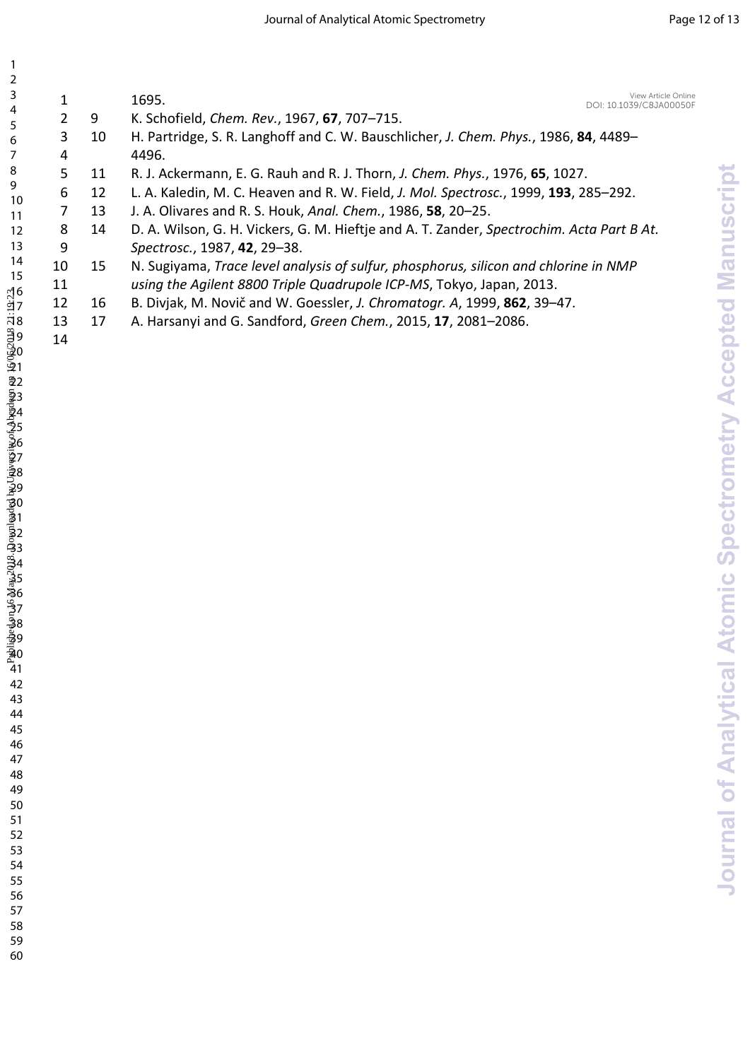1695.

9. K. Schofield, *Chem. Rev.*, 1967, **67**, 707–715.
10. H. Partridge, S. R. Langhoff and C. W. Bauschlicher, *J. Chem. Phys.*, 1986, **84**, 4489–4496.
11. R. J. Ackermann, E. G. Rauh and R. J. Thorn, *J. Chem. Phys.*, 1976, **65**, 1027.
12. L. A. Kaledin, M. C. Heaven and R. W. Field, *J. Mol. Spectrosc.*, 1999, **193**, 285–292.
13. J. A. Olivares and R. S. Houk, *Anal. Chem.*, 1986, **58**, 20–25.
14. D. A. Wilson, G. H. Vickers, G. M. Hieftje and A. T. Zander, *Spectrochim. Acta Part B At. Spectrosc.*, 1987, **42**, 29–38.
15. N. Sugiyama, *Trace level analysis of sulfur, phosphorus, silicon and chlorine in NMP using the Agilent 8800 Triple Quadrupole ICP-MS*, Tokyo, Japan, 2013.
16. B. Divjak, M. Novič and W. Goessler, *J. Chromatogr. A*, 1999, **862**, 39–47.
17. A. Harsanyi and G. Sandford, *Green Chem.*, 2015, **17**, 2081–2086.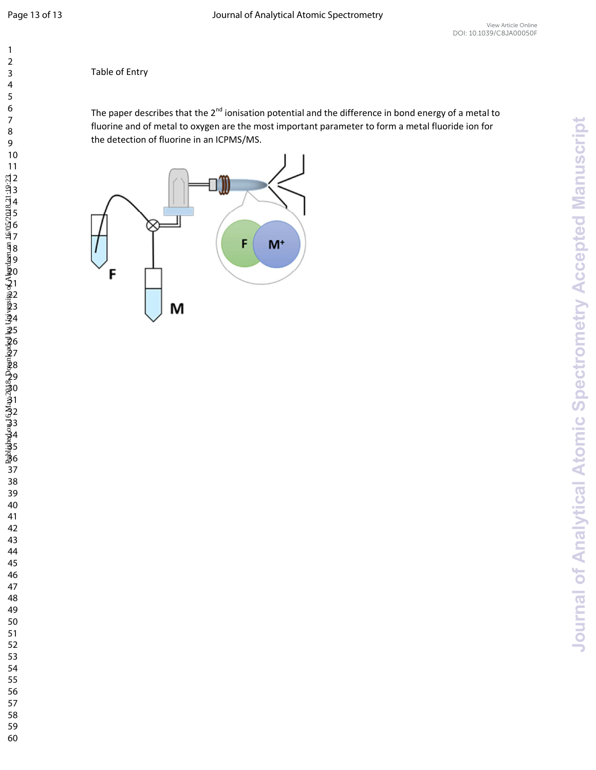Table of Entry

The paper describes that the 2nd ionisation potential and the difference in bond energy of a metal to fluorine and of metal to oxygen are the most important parameter to form a metal fluoride ion for the detection of fluorine in an ICPMS/MS.

F

M

F

$M^+$